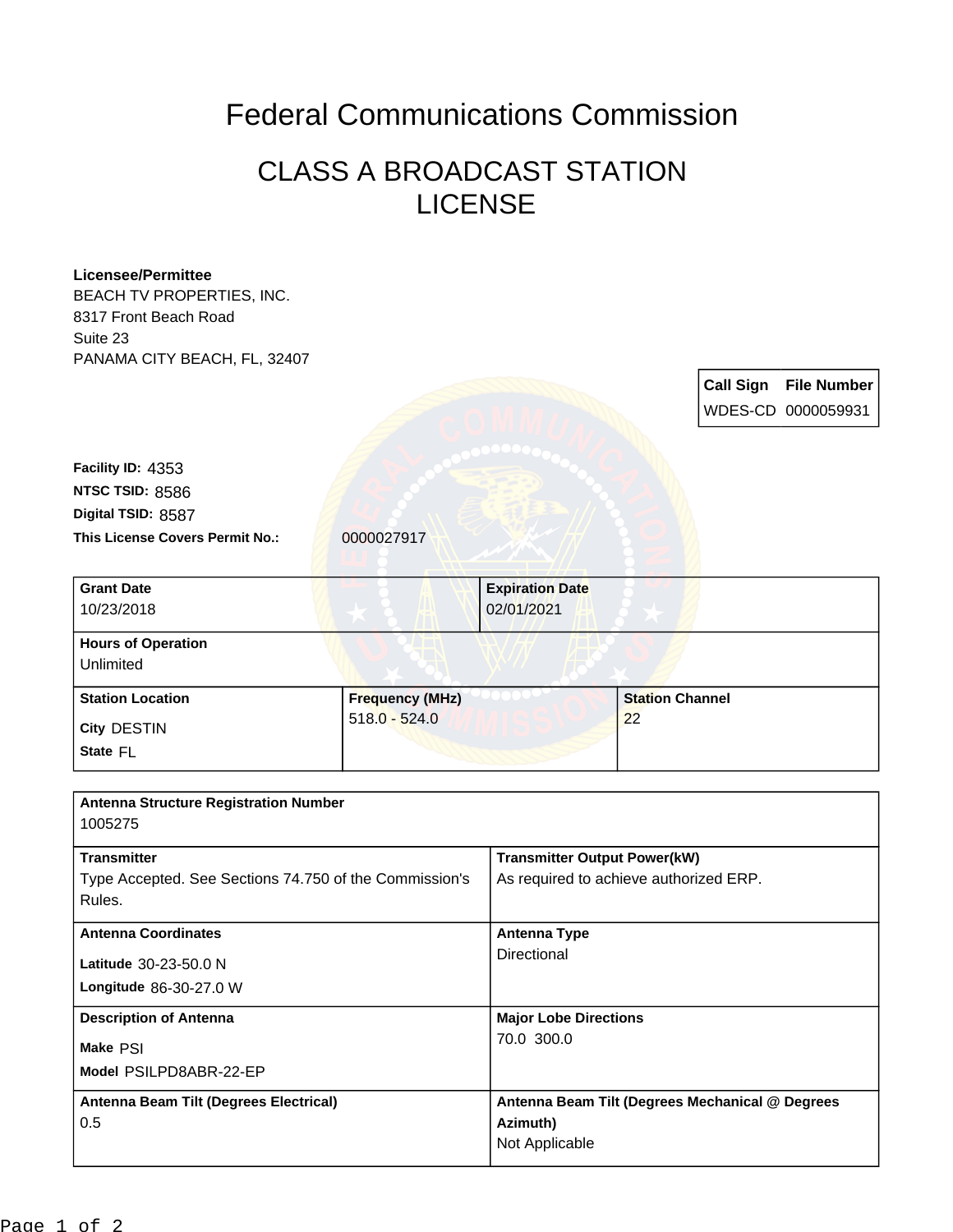# Federal Communications Commission

## CLASS A BROADCAST STATION LICENSE

**Licensee/Permittee**
BEACH TV PROPERTIES, INC.
8317 Front Beach Road
Suite 23
PANAMA CITY BEACH, FL, 32407

| Call Sign | File Number |
| --- | --- |
| WDES-CD | 0000059931 |

**Facility ID:** 4353
**NTSC TSID:** 8586
**Digital TSID:** 8587
**This License Covers Permit No.:** 0000027917

| Grant Date | Expiration Date |
| --- | --- |
| 10/23/2018 | 02/01/2021 |

**Hours of Operation**
Unlimited

| Station Location | Frequency (MHz) | Station Channel |
| --- | --- | --- |
| City DESTIN<br>State FL | 518.0 - 524.0 | 22 |

**Antenna Structure Registration Number**
1005275

| Transmitter | Transmitter Output Power(kW) |
| --- | --- |
| Type Accepted. See Sections 74.750 of the Commission's Rules. | As required to achieve authorized ERP. |

| Antenna Coordinates | Antenna Type |
| --- | --- |
| Latitude 30-23-50.0 N<br>Longitude 86-30-27.0 W | Directional |

| Description of Antenna | Major Lobe Directions |
| --- | --- |
| Make PSI<br>Model PSILPD8ABR-22-EP | 70.0 300.0 |

| Antenna Beam Tilt (Degrees Electrical) | Antenna Beam Tilt (Degrees Mechanical @ Degrees Azimuth) |
| --- | --- |
| 0.5 | Not Applicable |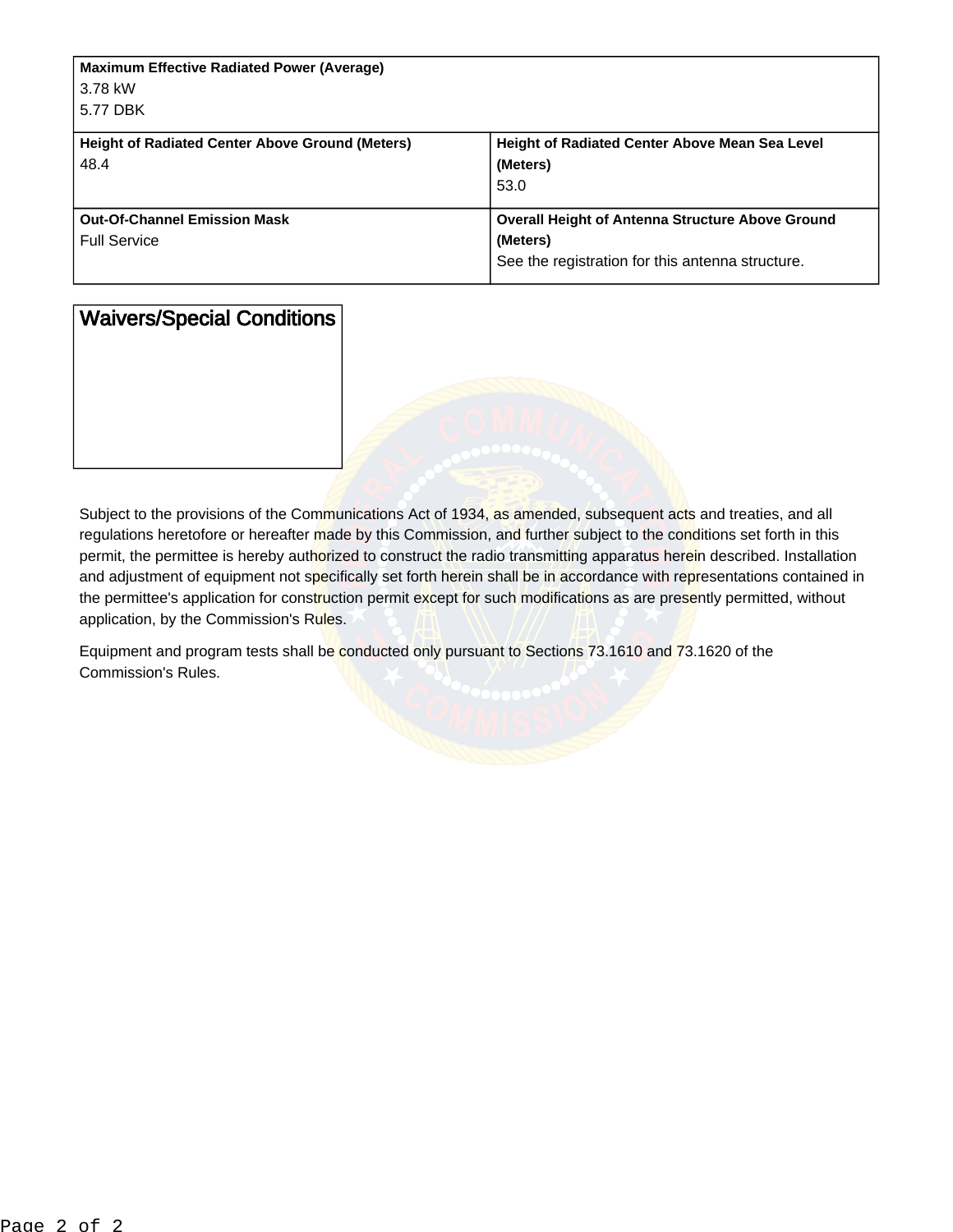| | |
|---|---|
| **Maximum Effective Radiated Power (Average)**<br>3.78 kW<br>5.77 DBK | |
| **Height of Radiated Center Above Ground (Meters)**<br>48.4 | **Height of Radiated Center Above Mean Sea Level (Meters)**<br>53.0 |
| **Out-Of-Channel Emission Mask**<br>Full Service | **Overall Height of Antenna Structure Above Ground (Meters)**<br>See the registration for this antenna structure. |

## Waivers/Special Conditions

Subject to the provisions of the Communications Act of 1934, as amended, subsequent acts and treaties, and all regulations heretofore or hereafter made by this Commission, and further subject to the conditions set forth in this permit, the permittee is hereby authorized to construct the radio transmitting apparatus herein described. Installation and adjustment of equipment not specifically set forth herein shall be in accordance with representations contained in the permittee's application for construction permit except for such modifications as are presently permitted, without application, by the Commission's Rules.

Equipment and program tests shall be conducted only pursuant to Sections 73.1610 and 73.1620 of the Commission's Rules.